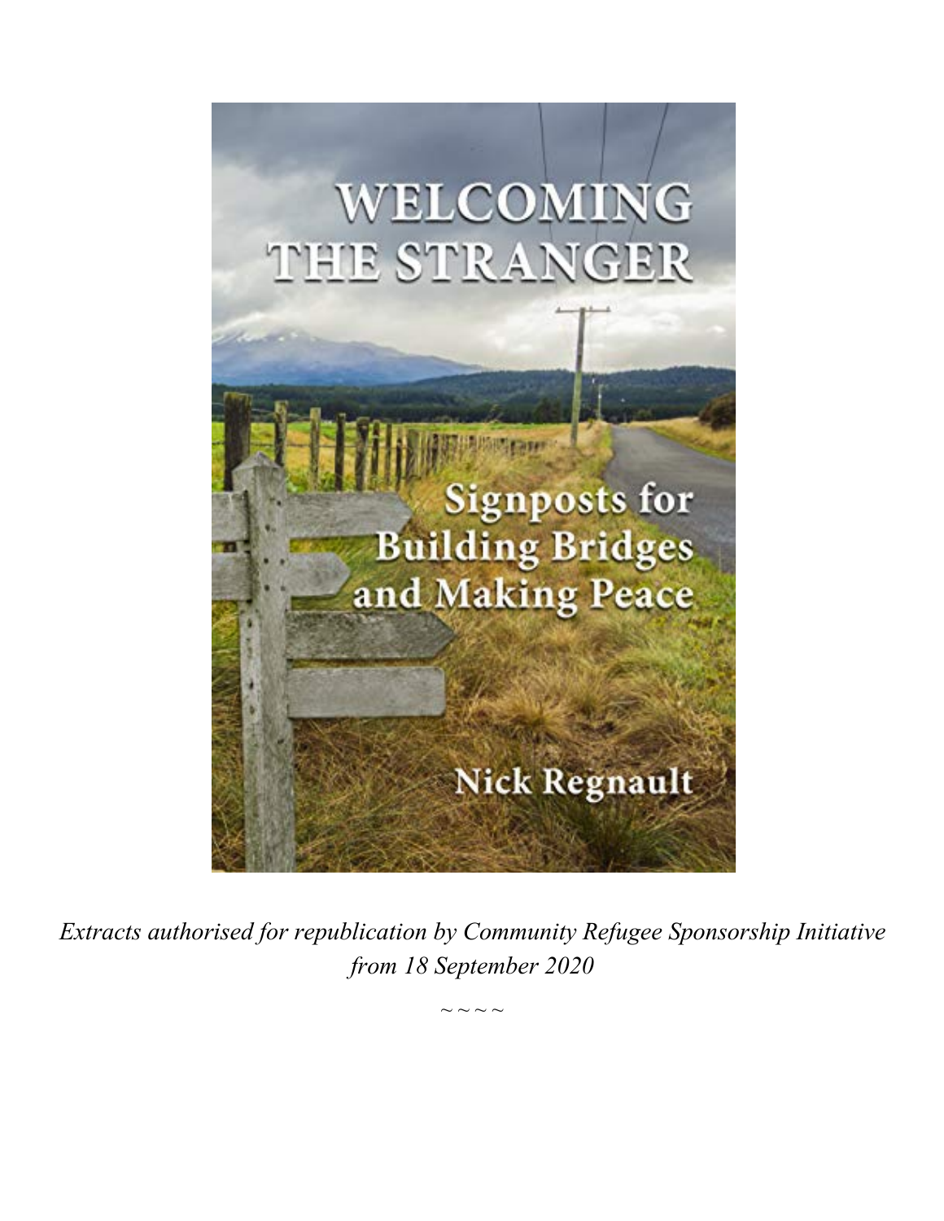# WELCOMING THE STRANGER

## Signposts for Building Bridges and Making Peace

Nick Regnault

*Extracts authorised for republication by Community Refugee Sponsorship Initiative from 18 September 2020*

~ ~ ~ ~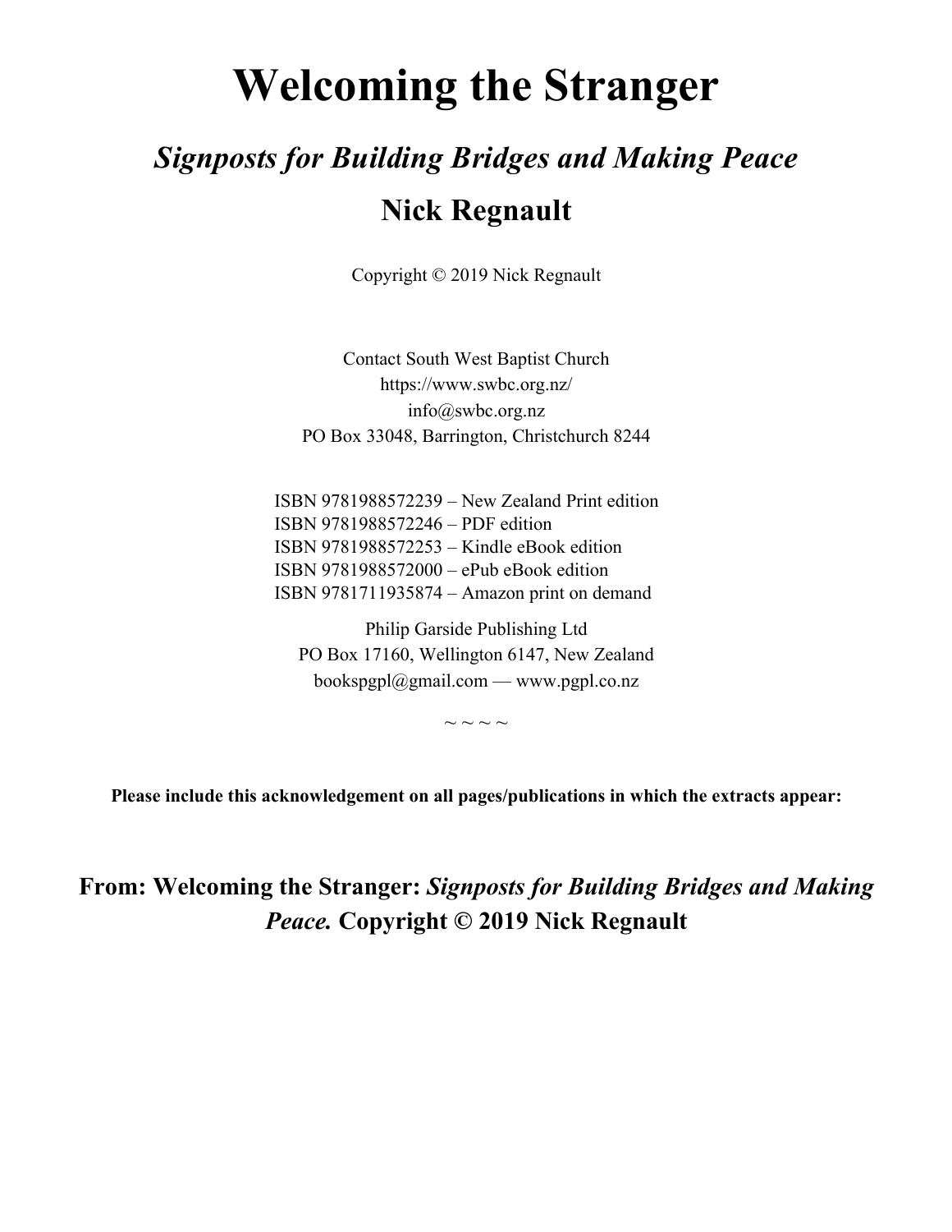# Welcoming the Stranger

## *Signposts for Building Bridges and Making Peace*

## Nick Regnault

Copyright © 2019 Nick Regnault

Contact South West Baptist Church
https://www.swbc.org.nz/
info@swbc.org.nz
PO Box 33048, Barrington, Christchurch 8244

ISBN 9781988572239 – New Zealand Print edition
ISBN 9781988572246 – PDF edition
ISBN 9781988572253 – Kindle eBook edition
ISBN 9781988572000 – ePub eBook edition
ISBN 9781711935874 – Amazon print on demand

Philip Garside Publishing Ltd
PO Box 17160, Wellington 6147, New Zealand
bookspgpl@gmail.com — www.pgpl.co.nz

~ ~ ~ ~

**Please include this acknowledgement on all pages/publications in which the extracts appear:**

**From: Welcoming the Stranger: *Signposts for Building Bridges and Making Peace.* Copyright © 2019 Nick Regnault**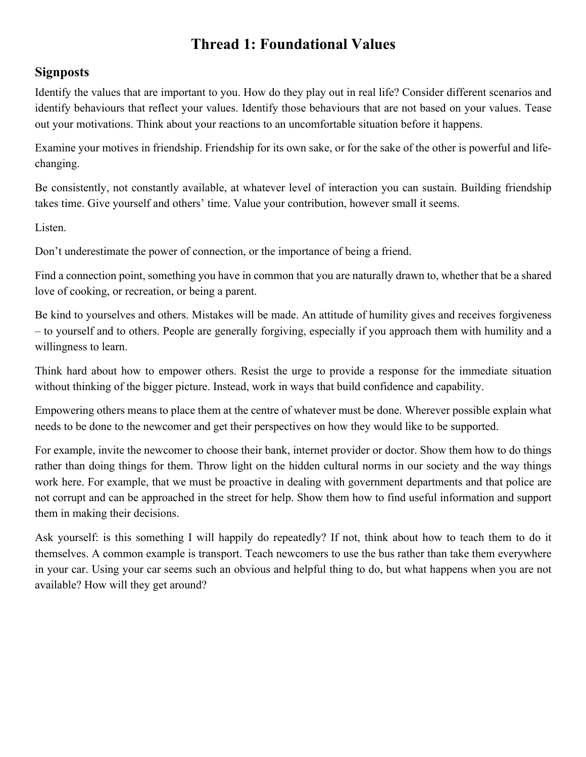# Thread 1: Foundational Values

## Signposts

Identify the values that are important to you. How do they play out in real life? Consider different scenarios and identify behaviours that reflect your values. Identify those behaviours that are not based on your values. Tease out your motivations. Think about your reactions to an uncomfortable situation before it happens.

Examine your motives in friendship. Friendship for its own sake, or for the sake of the other is powerful and life-changing.

Be consistently, not constantly available, at whatever level of interaction you can sustain. Building friendship takes time. Give yourself and others' time. Value your contribution, however small it seems.

Listen.

Don't underestimate the power of connection, or the importance of being a friend.

Find a connection point, something you have in common that you are naturally drawn to, whether that be a shared love of cooking, or recreation, or being a parent.

Be kind to yourselves and others. Mistakes will be made. An attitude of humility gives and receives forgiveness – to yourself and to others. People are generally forgiving, especially if you approach them with humility and a willingness to learn.

Think hard about how to empower others. Resist the urge to provide a response for the immediate situation without thinking of the bigger picture. Instead, work in ways that build confidence and capability.

Empowering others means to place them at the centre of whatever must be done. Wherever possible explain what needs to be done to the newcomer and get their perspectives on how they would like to be supported.

For example, invite the newcomer to choose their bank, internet provider or doctor. Show them how to do things rather than doing things for them. Throw light on the hidden cultural norms in our society and the way things work here. For example, that we must be proactive in dealing with government departments and that police are not corrupt and can be approached in the street for help. Show them how to find useful information and support them in making their decisions.

Ask yourself: is this something I will happily do repeatedly? If not, think about how to teach them to do it themselves. A common example is transport. Teach newcomers to use the bus rather than take them everywhere in your car. Using your car seems such an obvious and helpful thing to do, but what happens when you are not available? How will they get around?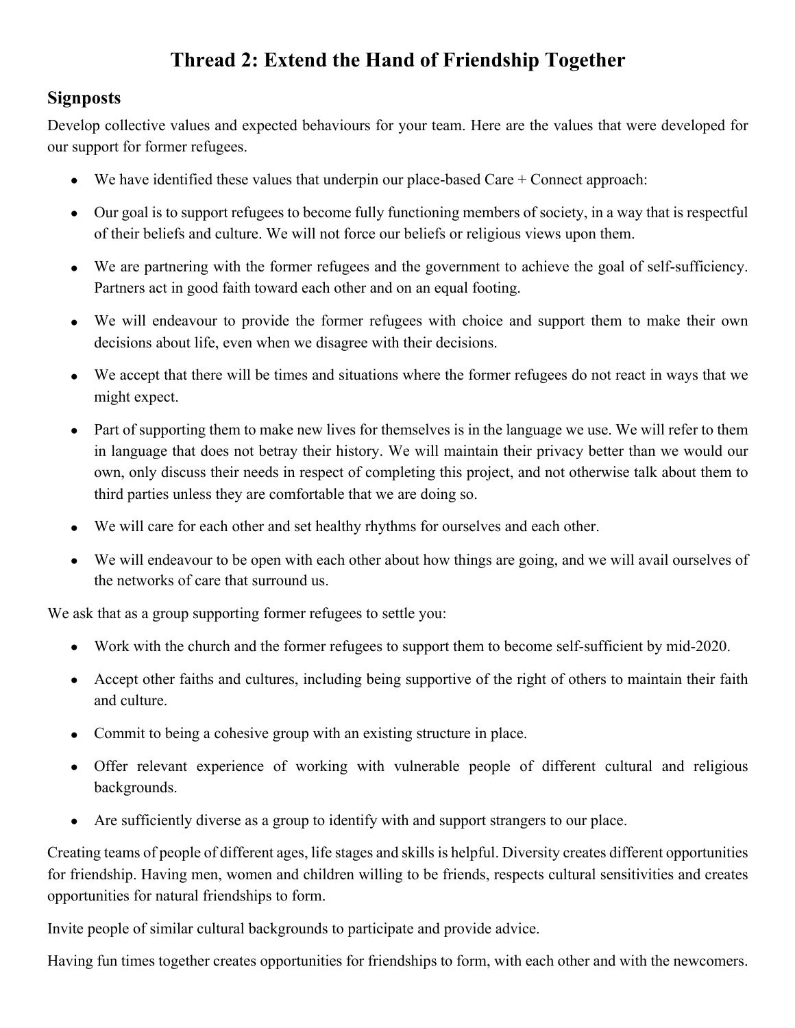# Thread 2: Extend the Hand of Friendship Together

## Signposts

Develop collective values and expected behaviours for your team. Here are the values that were developed for our support for former refugees.

- We have identified these values that underpin our place-based Care + Connect approach:
- Our goal is to support refugees to become fully functioning members of society, in a way that is respectful of their beliefs and culture. We will not force our beliefs or religious views upon them.
- We are partnering with the former refugees and the government to achieve the goal of self-sufficiency. Partners act in good faith toward each other and on an equal footing.
- We will endeavour to provide the former refugees with choice and support them to make their own decisions about life, even when we disagree with their decisions.
- We accept that there will be times and situations where the former refugees do not react in ways that we might expect.
- Part of supporting them to make new lives for themselves is in the language we use. We will refer to them in language that does not betray their history. We will maintain their privacy better than we would our own, only discuss their needs in respect of completing this project, and not otherwise talk about them to third parties unless they are comfortable that we are doing so.
- We will care for each other and set healthy rhythms for ourselves and each other.
- We will endeavour to be open with each other about how things are going, and we will avail ourselves of the networks of care that surround us.

We ask that as a group supporting former refugees to settle you:

- Work with the church and the former refugees to support them to become self-sufficient by mid-2020.
- Accept other faiths and cultures, including being supportive of the right of others to maintain their faith and culture.
- Commit to being a cohesive group with an existing structure in place.
- Offer relevant experience of working with vulnerable people of different cultural and religious backgrounds.
- Are sufficiently diverse as a group to identify with and support strangers to our place.

Creating teams of people of different ages, life stages and skills is helpful. Diversity creates different opportunities for friendship. Having men, women and children willing to be friends, respects cultural sensitivities and creates opportunities for natural friendships to form.

Invite people of similar cultural backgrounds to participate and provide advice.

Having fun times together creates opportunities for friendships to form, with each other and with the newcomers.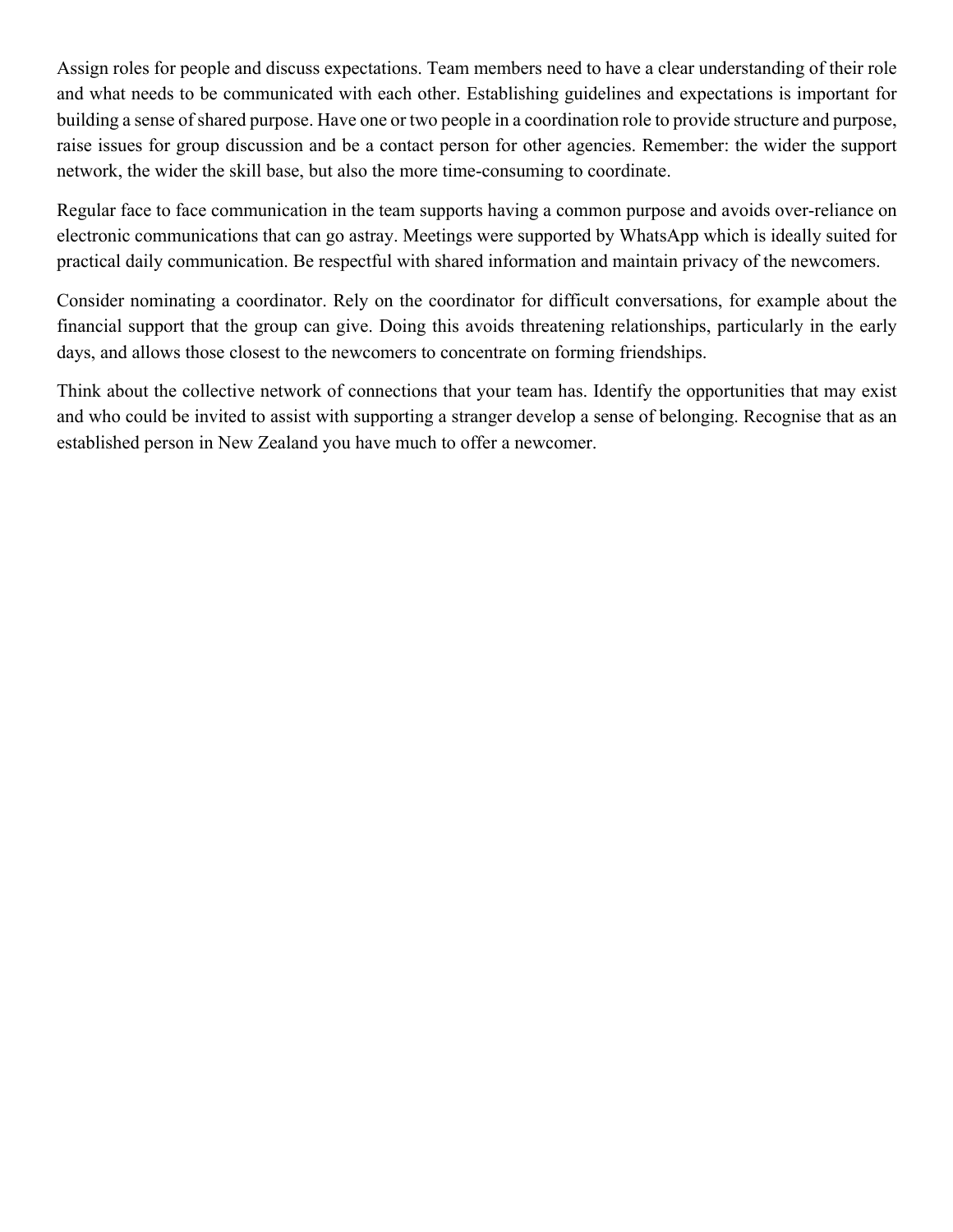Assign roles for people and discuss expectations. Team members need to have a clear understanding of their role and what needs to be communicated with each other. Establishing guidelines and expectations is important for building a sense of shared purpose. Have one or two people in a coordination role to provide structure and purpose, raise issues for group discussion and be a contact person for other agencies. Remember: the wider the support network, the wider the skill base, but also the more time-consuming to coordinate.

Regular face to face communication in the team supports having a common purpose and avoids over-reliance on electronic communications that can go astray. Meetings were supported by WhatsApp which is ideally suited for practical daily communication. Be respectful with shared information and maintain privacy of the newcomers.

Consider nominating a coordinator. Rely on the coordinator for difficult conversations, for example about the financial support that the group can give. Doing this avoids threatening relationships, particularly in the early days, and allows those closest to the newcomers to concentrate on forming friendships.

Think about the collective network of connections that your team has. Identify the opportunities that may exist and who could be invited to assist with supporting a stranger develop a sense of belonging. Recognise that as an established person in New Zealand you have much to offer a newcomer.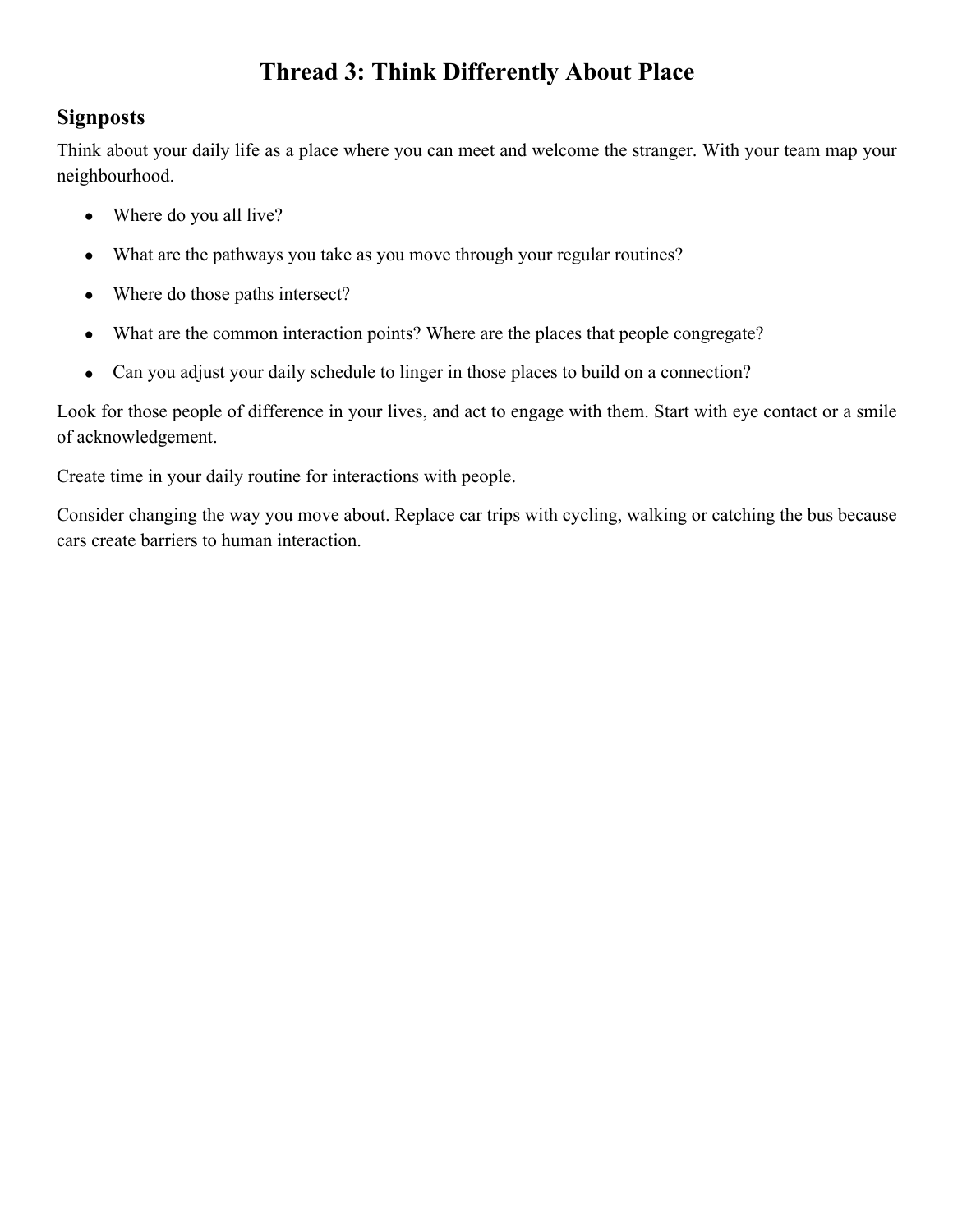# Thread 3: Think Differently About Place

## Signposts

Think about your daily life as a place where you can meet and welcome the stranger. With your team map your neighbourhood.

- Where do you all live?
- What are the pathways you take as you move through your regular routines?
- Where do those paths intersect?
- What are the common interaction points? Where are the places that people congregate?
- Can you adjust your daily schedule to linger in those places to build on a connection?

Look for those people of difference in your lives, and act to engage with them. Start with eye contact or a smile of acknowledgement.

Create time in your daily routine for interactions with people.

Consider changing the way you move about. Replace car trips with cycling, walking or catching the bus because cars create barriers to human interaction.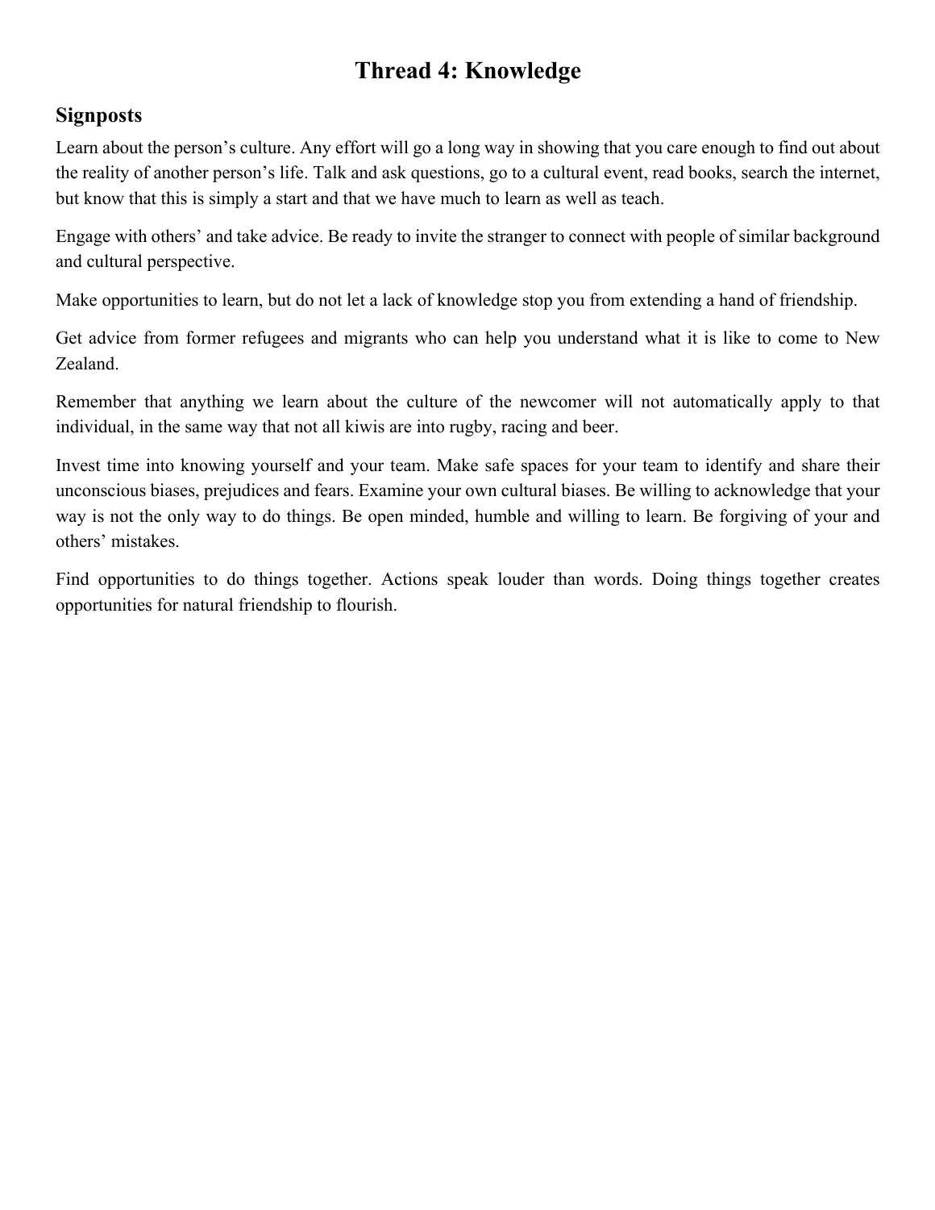# Thread 4: Knowledge

## Signposts

Learn about the person's culture. Any effort will go a long way in showing that you care enough to find out about the reality of another person's life. Talk and ask questions, go to a cultural event, read books, search the internet, but know that this is simply a start and that we have much to learn as well as teach.

Engage with others' and take advice. Be ready to invite the stranger to connect with people of similar background and cultural perspective.

Make opportunities to learn, but do not let a lack of knowledge stop you from extending a hand of friendship.

Get advice from former refugees and migrants who can help you understand what it is like to come to New Zealand.

Remember that anything we learn about the culture of the newcomer will not automatically apply to that individual, in the same way that not all kiwis are into rugby, racing and beer.

Invest time into knowing yourself and your team. Make safe spaces for your team to identify and share their unconscious biases, prejudices and fears. Examine your own cultural biases. Be willing to acknowledge that your way is not the only way to do things. Be open minded, humble and willing to learn. Be forgiving of your and others' mistakes.

Find opportunities to do things together. Actions speak louder than words. Doing things together creates opportunities for natural friendship to flourish.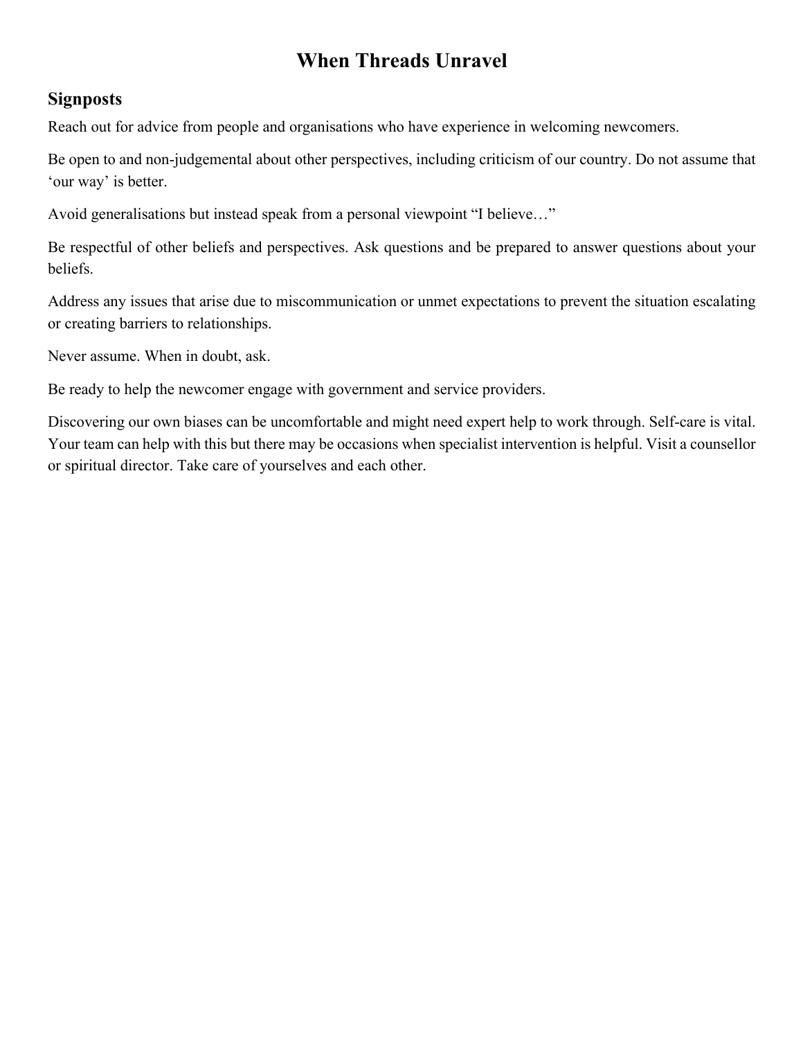# When Threads Unravel

## Signposts

Reach out for advice from people and organisations who have experience in welcoming newcomers.

Be open to and non-judgemental about other perspectives, including criticism of our country. Do not assume that ‘our way’ is better.

Avoid generalisations but instead speak from a personal viewpoint “I believe…”

Be respectful of other beliefs and perspectives. Ask questions and be prepared to answer questions about your beliefs.

Address any issues that arise due to miscommunication or unmet expectations to prevent the situation escalating or creating barriers to relationships.

Never assume. When in doubt, ask.

Be ready to help the newcomer engage with government and service providers.

Discovering our own biases can be uncomfortable and might need expert help to work through. Self-care is vital. Your team can help with this but there may be occasions when specialist intervention is helpful. Visit a counsellor or spiritual director. Take care of yourselves and each other.